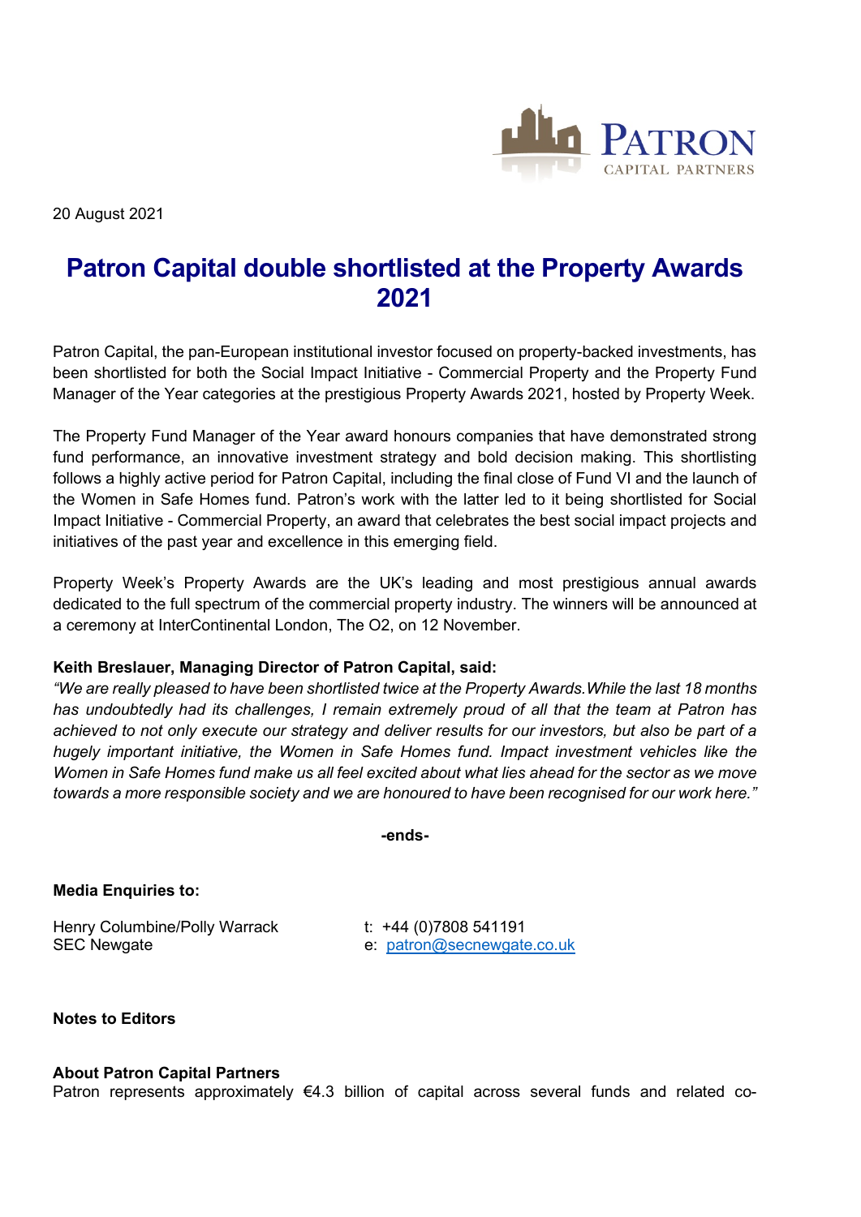20 August 2021

# Patron Capital double shortlisted at the Property Awards 2021

Patron Capital, the pan-European institutional investor focused on property-backed investments, has been shortlisted for both the Social Impact Initiative - Commercial Property and the Property Fund Manager of the Year categories at the prestigious Property Awards 2021, hosted by Property Week.

The Property Fund Manager of the Year award honours companies that have demonstrated strong fund performance, an innovative investment strategy and bold decision making. This shortlisting follows a highly active period for Patron Capital, including the final close of Fund VI and the launch of the Women in Safe Homes fund. Patron's work with the latter led to it being shortlisted for Social Impact Initiative - Commercial Property, an award that celebrates the best social impact projects and initiatives of the past year and excellence in this emerging field.

Property Week's Property Awards are the UK's leading and most prestigious annual awards dedicated to the full spectrum of the commercial property industry. The winners will be announced at a ceremony at InterContinental London, The O2, on 12 November.

**Keith Breslauer, Managing Director of Patron Capital, said:**
*"We are really pleased to have been shortlisted twice at the Property Awards. While the last 18 months has undoubtedly had its challenges, I remain extremely proud of all that the team at Patron has achieved to not only execute our strategy and deliver results for our investors, but also be part of a hugely important initiative, the Women in Safe Homes fund. Impact investment vehicles like the Women in Safe Homes fund make us all feel excited about what lies ahead for the sector as we move towards a more responsible society and we are honoured to have been recognised for our work here."*

**-ends-**

**Media Enquiries to:**

Henry Columbine/Polly Warrack
SEC Newgate

t: +44 (0)7808 541191
e: patron@secnewgate.co.uk

**Notes to Editors**

**About Patron Capital Partners**
Patron represents approximately €4.3 billion of capital across several funds and related co-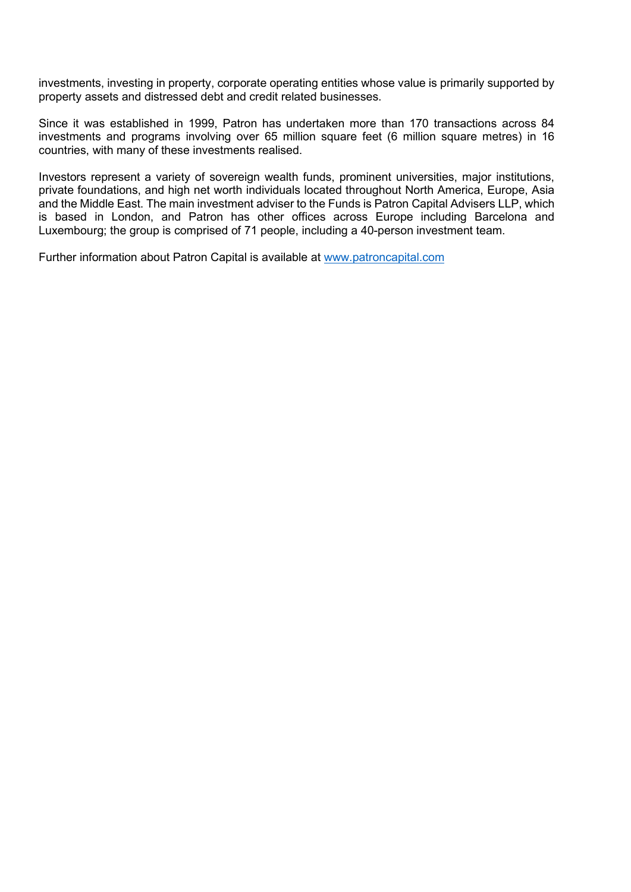investments, investing in property, corporate operating entities whose value is primarily supported by property assets and distressed debt and credit related businesses.

Since it was established in 1999, Patron has undertaken more than 170 transactions across 84 investments and programs involving over 65 million square feet (6 million square metres) in 16 countries, with many of these investments realised.

Investors represent a variety of sovereign wealth funds, prominent universities, major institutions, private foundations, and high net worth individuals located throughout North America, Europe, Asia and the Middle East. The main investment adviser to the Funds is Patron Capital Advisers LLP, which is based in London, and Patron has other offices across Europe including Barcelona and Luxembourg; the group is comprised of 71 people, including a 40-person investment team.

Further information about Patron Capital is available at [www.patroncapital.com](http://www.patroncapital.com)